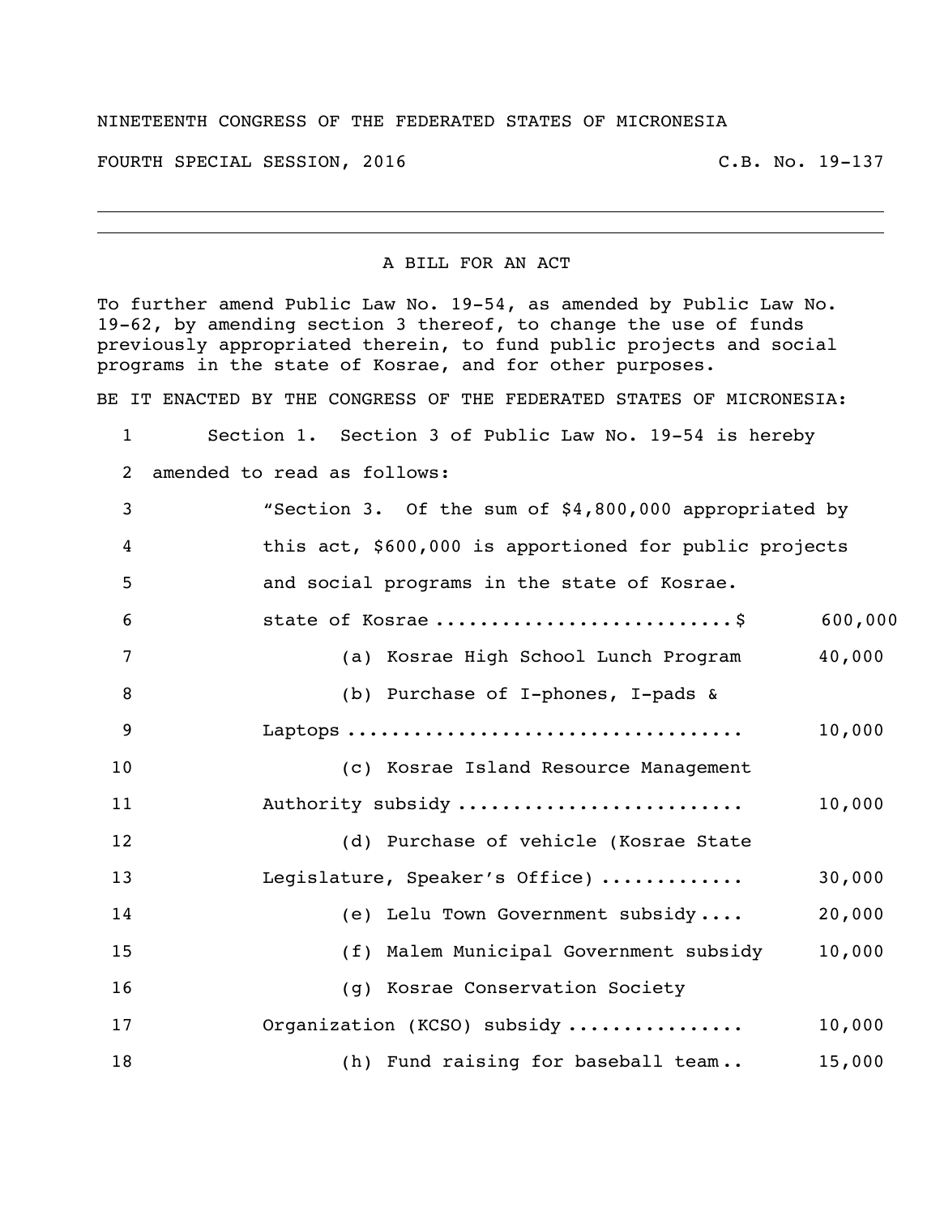NINETEENTH CONGRESS OF THE FEDERATED STATES OF MICRONESIA

FOURTH SPECIAL SESSION, 2016 C.B. No. 19-137

---

A BILL FOR AN ACT

To further amend Public Law No. 19-54, as amended by Public Law No. 19-62, by amending section 3 thereof, to change the use of funds previously appropriated therein, to fund public projects and social programs in the state of Kosrae, and for other purposes.

BE IT ENACTED BY THE CONGRESS OF THE FEDERATED STATES OF MICRONESIA:

1 Section 1. Section 3 of Public Law No. 19-54 is hereby
2 amended to read as follows:

3 "Section 3. Of the sum of $4,800,000 appropriated by
4 this act, $600,000 is apportioned for public projects
5 and social programs in the state of Kosrae.

6 state of Kosrae ..........................$ 600,000

7 (a) Kosrae High School Lunch Program 40,000

8 (b) Purchase of I-phones, I-pads &
9 Laptops .................................. 10,000

10 (c) Kosrae Island Resource Management
11 Authority subsidy ......................... 10,000

12 (d) Purchase of vehicle (Kosrae State
13 Legislature, Speaker's Office) ............ 30,000

14 (e) Lelu Town Government subsidy.... 20,000

15 (f) Malem Municipal Government subsidy 10,000

16 (g) Kosrae Conservation Society
17 Organization (KCSO) subsidy ............... 10,000

18 (h) Fund raising for baseball team.. 15,000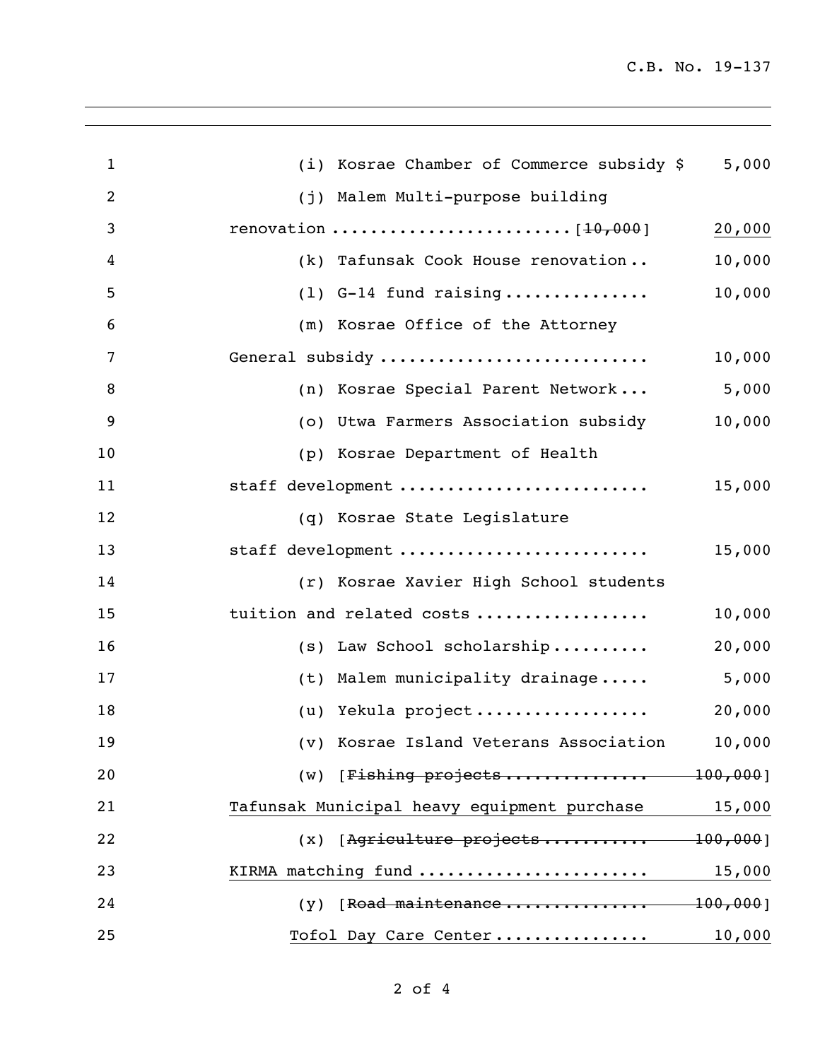(i) Kosrae Chamber of Commerce subsidy $ 5,000

(j) Malem Multi-purpose building renovation ........................ [~~10,000~~] <u>20,000</u>

(k) Tafunsak Cook House renovation .. 10,000

(l) G-14 fund raising ............... 10,000

(m) Kosrae Office of the Attorney General subsidy ........................... 10,000

(n) Kosrae Special Parent Network ... 5,000

(o) Utwa Farmers Association subsidy 10,000

(p) Kosrae Department of Health staff development ......................... 15,000

(q) Kosrae State Legislature staff development ......................... 15,000

(r) Kosrae Xavier High School students tuition and related costs ................. 10,000

(s) Law School scholarship .......... 20,000

(t) Malem municipality drainage ..... 5,000

(u) Yekula project .................. 20,000

(v) Kosrae Island Veterans Association 10,000

(w) [~~Fishing projects .............. 100,000~~]
<u>Tafunsak Municipal heavy equipment purchase 15,000</u>

(x) [~~Agriculture projects ........... 100,000~~]
<u>KIRMA matching fund ....................... 15,000</u>

(y) [~~Road maintenance .............. 100,000~~]
<u>Tofol Day Care Center ............... 10,000</u>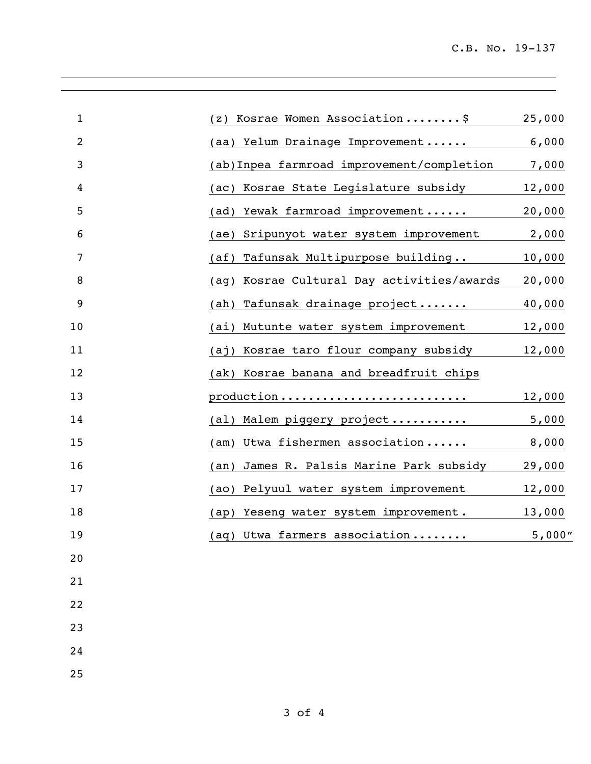| | |
|---|---|
| (z) Kosrae Women Association........$ | 25,000 |
| (aa) Yelum Drainage Improvement...... | 6,000 |
| (ab)Inpea farmroad improvement/completion | 7,000 |
| (ac) Kosrae State Legislature subsidy | 12,000 |
| (ad) Yewak farmroad improvement...... | 20,000 |
| (ae) Sripunyot water system improvement | 2,000 |
| (af) Tafunsak Multipurpose building.. | 10,000 |
| (ag) Kosrae Cultural Day activities/awards | 20,000 |
| (ah) Tafunsak drainage project....... | 40,000 |
| (ai) Mutunte water system improvement | 12,000 |
| (aj) Kosrae taro flour company subsidy | 12,000 |
| (ak) Kosrae banana and breadfruit chips production......................... | 12,000 |
| (al) Malem piggery project........... | 5,000 |
| (am) Utwa fishermen association...... | 8,000 |
| (an) James R. Palsis Marine Park subsidy | 29,000 |
| (ao) Pelyuul water system improvement | 12,000 |
| (ap) Yeseng water system improvement. | 13,000 |
| (aq) Utwa farmers association........ | 5,000" |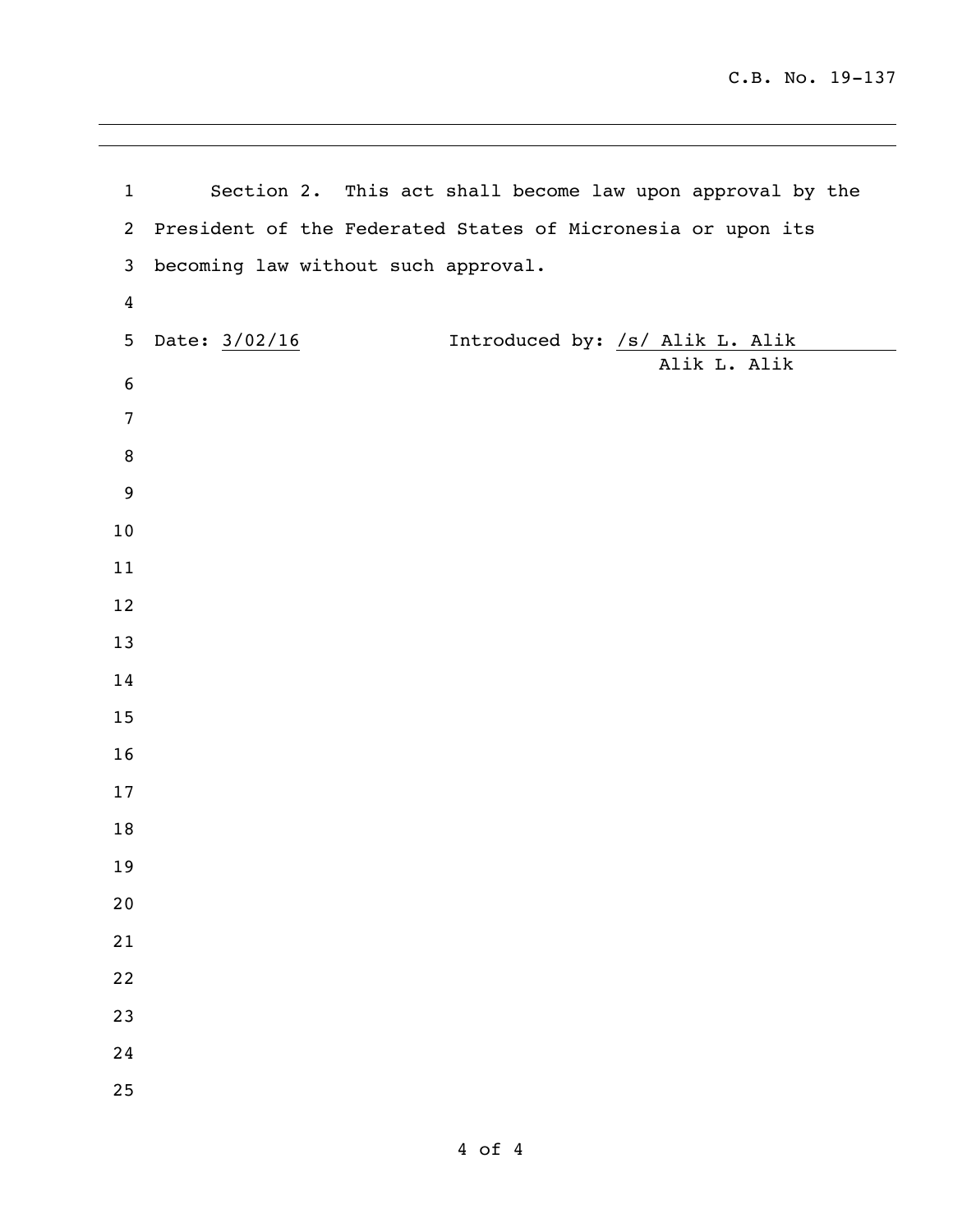Section 2. This act shall become law upon approval by the President of the Federated States of Micronesia or upon its becoming law without such approval.

Date: 3/02/16 Introduced by: /s/ Alik L. Alik

Alik L. Alik